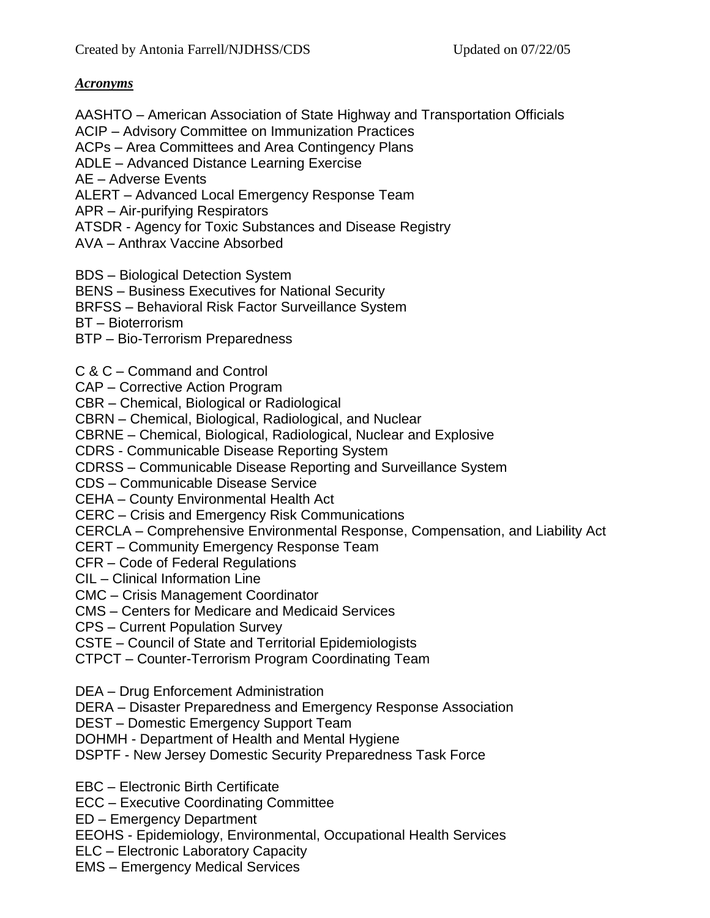***Acronyms***

AASHTO – American Association of State Highway and Transportation Officials
ACIP – Advisory Committee on Immunization Practices
ACPs – Area Committees and Area Contingency Plans
ADLE – Advanced Distance Learning Exercise
AE – Adverse Events
ALERT – Advanced Local Emergency Response Team
APR – Air-purifying Respirators
ATSDR - Agency for Toxic Substances and Disease Registry
AVA – Anthrax Vaccine Absorbed

BDS – Biological Detection System
BENS – Business Executives for National Security
BRFSS – Behavioral Risk Factor Surveillance System
BT – Bioterrorism
BTP – Bio-Terrorism Preparedness

C & C – Command and Control
CAP – Corrective Action Program
CBR – Chemical, Biological or Radiological
CBRN – Chemical, Biological, Radiological, and Nuclear
CBRNE – Chemical, Biological, Radiological, Nuclear and Explosive
CDRS - Communicable Disease Reporting System
CDRSS – Communicable Disease Reporting and Surveillance System
CDS – Communicable Disease Service
CEHA – County Environmental Health Act
CERC – Crisis and Emergency Risk Communications
CERCLA – Comprehensive Environmental Response, Compensation, and Liability Act
CERT – Community Emergency Response Team
CFR – Code of Federal Regulations
CIL – Clinical Information Line
CMC – Crisis Management Coordinator
CMS – Centers for Medicare and Medicaid Services
CPS – Current Population Survey
CSTE – Council of State and Territorial Epidemiologists
CTPCT – Counter-Terrorism Program Coordinating Team

DEA – Drug Enforcement Administration
DERA – Disaster Preparedness and Emergency Response Association
DEST – Domestic Emergency Support Team
DOHMH - Department of Health and Mental Hygiene
DSPTF - New Jersey Domestic Security Preparedness Task Force

EBC – Electronic Birth Certificate
ECC – Executive Coordinating Committee
ED – Emergency Department
EEOHS - Epidemiology, Environmental, Occupational Health Services
ELC – Electronic Laboratory Capacity
EMS – Emergency Medical Services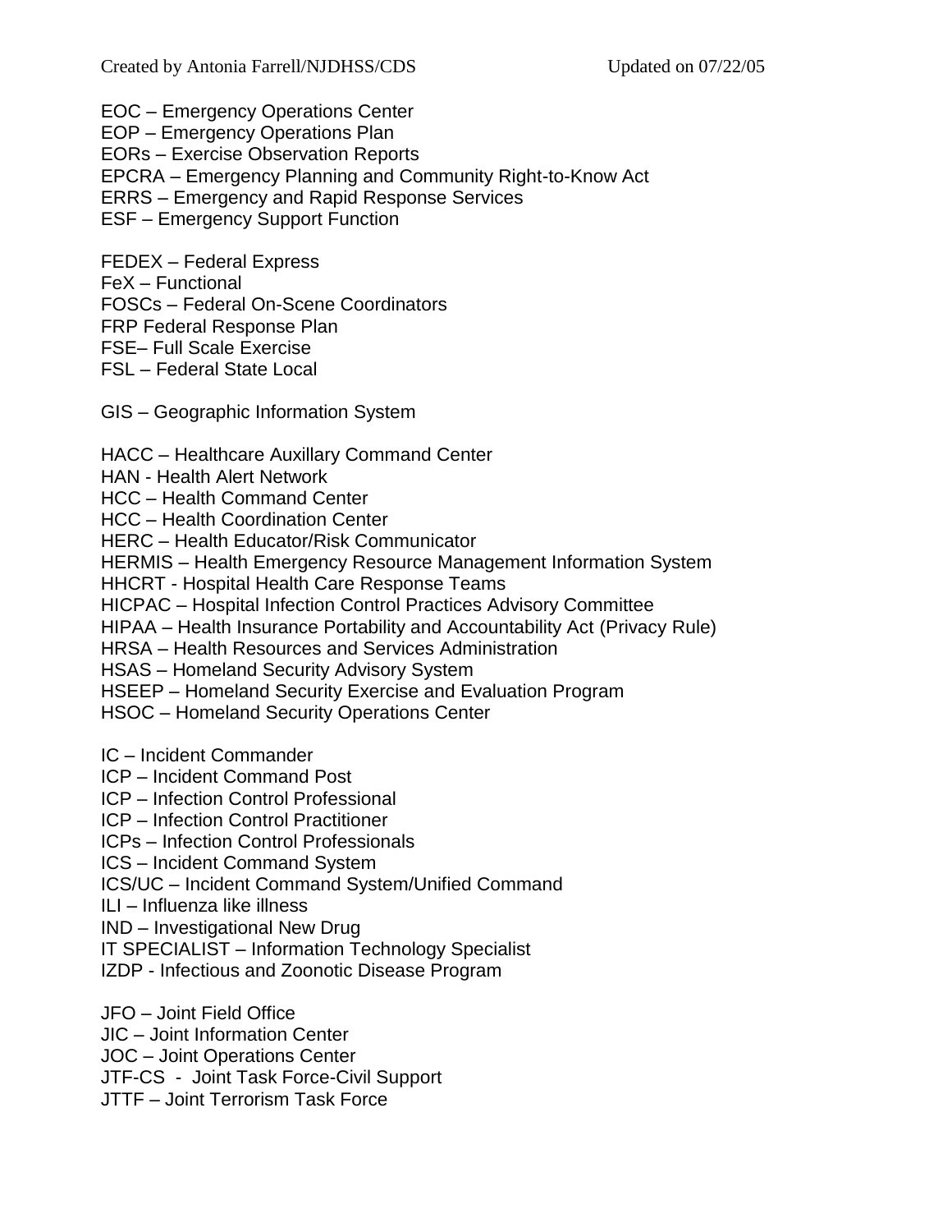EOC – Emergency Operations Center
EOP – Emergency Operations Plan
EORs – Exercise Observation Reports
EPCRA – Emergency Planning and Community Right-to-Know Act
ERRS – Emergency and Rapid Response Services
ESF – Emergency Support Function

FEDEX – Federal Express
FeX – Functional
FOSCs – Federal On-Scene Coordinators
FRP Federal Response Plan
FSE– Full Scale Exercise
FSL – Federal State Local

GIS – Geographic Information System

HACC – Healthcare Auxillary Command Center
HAN - Health Alert Network
HCC – Health Command Center
HCC – Health Coordination Center
HERC – Health Educator/Risk Communicator
HERMIS – Health Emergency Resource Management Information System
HHCRT - Hospital Health Care Response Teams
HICPAC – Hospital Infection Control Practices Advisory Committee
HIPAA – Health Insurance Portability and Accountability Act (Privacy Rule)
HRSA – Health Resources and Services Administration
HSAS – Homeland Security Advisory System
HSEEP – Homeland Security Exercise and Evaluation Program
HSOC – Homeland Security Operations Center

IC – Incident Commander
ICP – Incident Command Post
ICP – Infection Control Professional
ICP – Infection Control Practitioner
ICPs – Infection Control Professionals
ICS – Incident Command System
ICS/UC – Incident Command System/Unified Command
ILI – Influenza like illness
IND – Investigational New Drug
IT SPECIALIST – Information Technology Specialist
IZDP - Infectious and Zoonotic Disease Program

JFO – Joint Field Office
JIC – Joint Information Center
JOC – Joint Operations Center
JTF-CS - Joint Task Force-Civil Support
JTTF – Joint Terrorism Task Force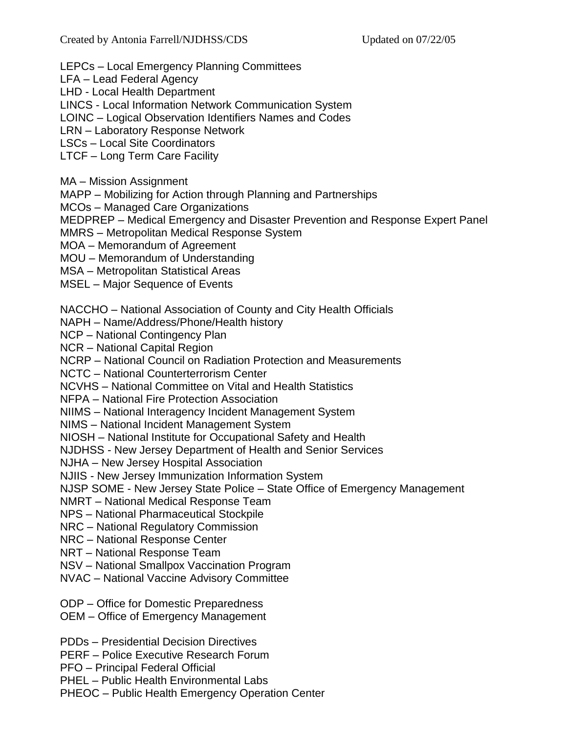LEPCs – Local Emergency Planning Committees
LFA – Lead Federal Agency
LHD - Local Health Department
LINCS - Local Information Network Communication System
LOINC – Logical Observation Identifiers Names and Codes
LRN – Laboratory Response Network
LSCs – Local Site Coordinators
LTCF – Long Term Care Facility

MA – Mission Assignment
MAPP – Mobilizing for Action through Planning and Partnerships
MCOs – Managed Care Organizations
MEDPREP – Medical Emergency and Disaster Prevention and Response Expert Panel
MMRS – Metropolitan Medical Response System
MOA – Memorandum of Agreement
MOU – Memorandum of Understanding
MSA – Metropolitan Statistical Areas
MSEL – Major Sequence of Events

NACCHO – National Association of County and City Health Officials
NAPH – Name/Address/Phone/Health history
NCP – National Contingency Plan
NCR – National Capital Region
NCRP – National Council on Radiation Protection and Measurements
NCTC – National Counterterrorism Center
NCVHS – National Committee on Vital and Health Statistics
NFPA – National Fire Protection Association
NIIMS – National Interagency Incident Management System
NIMS – National Incident Management System
NIOSH – National Institute for Occupational Safety and Health
NJDHSS - New Jersey Department of Health and Senior Services
NJHA – New Jersey Hospital Association
NJIIS - New Jersey Immunization Information System
NJSP SOME - New Jersey State Police – State Office of Emergency Management
NMRT – National Medical Response Team
NPS – National Pharmaceutical Stockpile
NRC – National Regulatory Commission
NRC – National Response Center
NRT – National Response Team
NSV – National Smallpox Vaccination Program
NVAC – National Vaccine Advisory Committee

ODP – Office for Domestic Preparedness
OEM – Office of Emergency Management

PDDs – Presidential Decision Directives
PERF – Police Executive Research Forum
PFO – Principal Federal Official
PHEL – Public Health Environmental Labs
PHEOC – Public Health Emergency Operation Center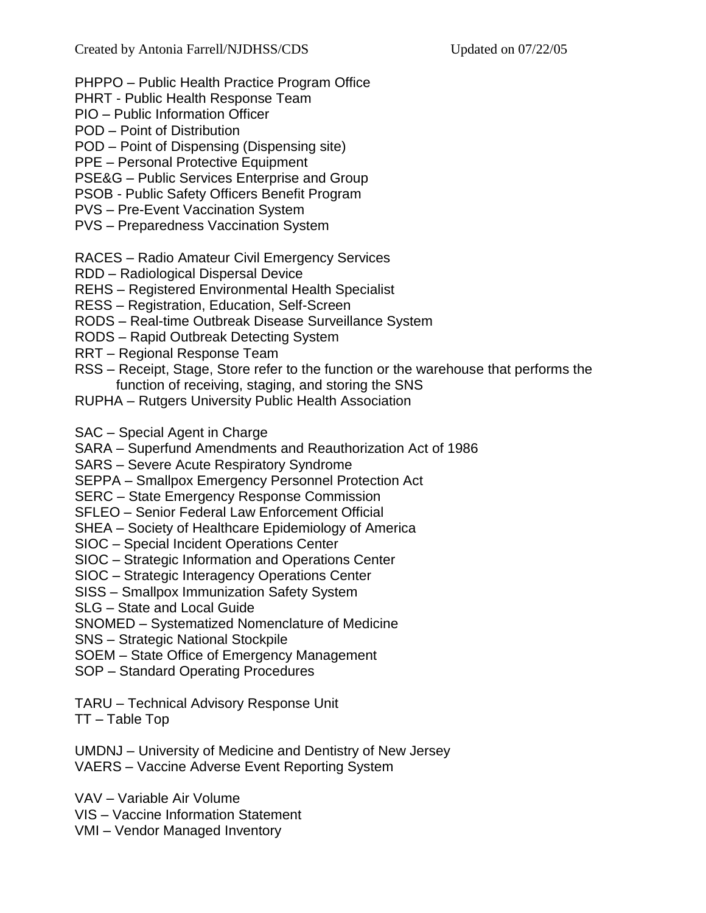PHPPO – Public Health Practice Program Office
PHRT - Public Health Response Team
PIO – Public Information Officer
POD – Point of Distribution
POD – Point of Dispensing (Dispensing site)
PPE – Personal Protective Equipment
PSE&G – Public Services Enterprise and Group
PSOB - Public Safety Officers Benefit Program
PVS – Pre-Event Vaccination System
PVS – Preparedness Vaccination System

RACES – Radio Amateur Civil Emergency Services
RDD – Radiological Dispersal Device
REHS – Registered Environmental Health Specialist
RESS – Registration, Education, Self-Screen
RODS – Real-time Outbreak Disease Surveillance System
RODS – Rapid Outbreak Detecting System
RRT – Regional Response Team
RSS – Receipt, Stage, Store refer to the function or the warehouse that performs the function of receiving, staging, and storing the SNS
RUPHA – Rutgers University Public Health Association

SAC – Special Agent in Charge
SARA – Superfund Amendments and Reauthorization Act of 1986
SARS – Severe Acute Respiratory Syndrome
SEPPA – Smallpox Emergency Personnel Protection Act
SERC – State Emergency Response Commission
SFLEO – Senior Federal Law Enforcement Official
SHEA – Society of Healthcare Epidemiology of America
SIOC – Special Incident Operations Center
SIOC – Strategic Information and Operations Center
SIOC – Strategic Interagency Operations Center
SISS – Smallpox Immunization Safety System
SLG – State and Local Guide
SNOMED – Systematized Nomenclature of Medicine
SNS – Strategic National Stockpile
SOEM – State Office of Emergency Management
SOP – Standard Operating Procedures

TARU – Technical Advisory Response Unit
TT – Table Top

UMDNJ – University of Medicine and Dentistry of New Jersey
VAERS – Vaccine Adverse Event Reporting System

VAV – Variable Air Volume
VIS – Vaccine Information Statement
VMI – Vendor Managed Inventory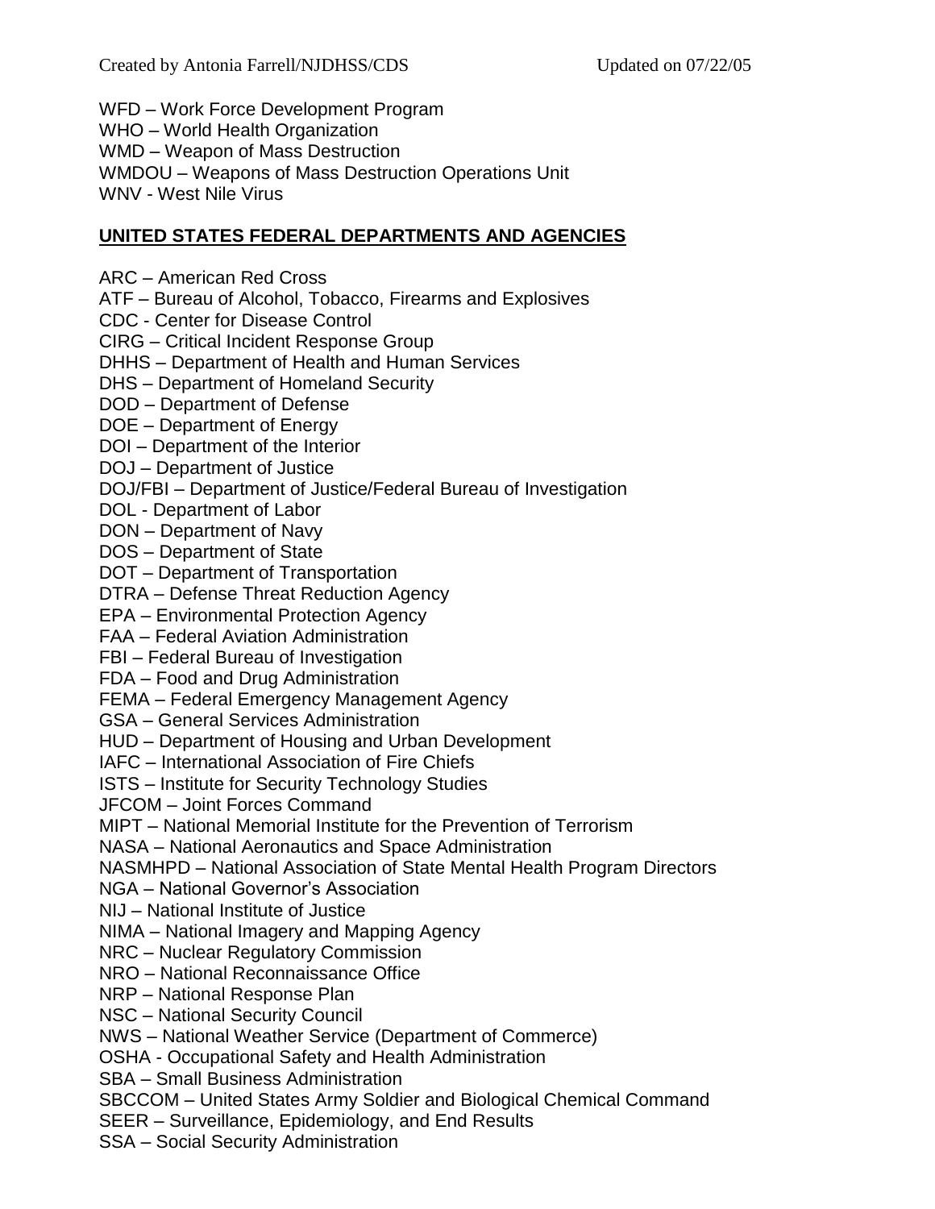WFD – Work Force Development Program
WHO – World Health Organization
WMD – Weapon of Mass Destruction
WMDOU – Weapons of Mass Destruction Operations Unit
WNV - West Nile Virus

## UNITED STATES FEDERAL DEPARTMENTS AND AGENCIES

ARC – American Red Cross
ATF – Bureau of Alcohol, Tobacco, Firearms and Explosives
CDC - Center for Disease Control
CIRG – Critical Incident Response Group
DHHS – Department of Health and Human Services
DHS – Department of Homeland Security
DOD – Department of Defense
DOE – Department of Energy
DOI – Department of the Interior
DOJ – Department of Justice
DOJ/FBI – Department of Justice/Federal Bureau of Investigation
DOL - Department of Labor
DON – Department of Navy
DOS – Department of State
DOT – Department of Transportation
DTRA – Defense Threat Reduction Agency
EPA – Environmental Protection Agency
FAA – Federal Aviation Administration
FBI – Federal Bureau of Investigation
FDA – Food and Drug Administration
FEMA – Federal Emergency Management Agency
GSA – General Services Administration
HUD – Department of Housing and Urban Development
IAFC – International Association of Fire Chiefs
ISTS – Institute for Security Technology Studies
JFCOM – Joint Forces Command
MIPT – National Memorial Institute for the Prevention of Terrorism
NASA – National Aeronautics and Space Administration
NASMHPD – National Association of State Mental Health Program Directors
NGA – National Governor's Association
NIJ – National Institute of Justice
NIMA – National Imagery and Mapping Agency
NRC – Nuclear Regulatory Commission
NRO – National Reconnaissance Office
NRP – National Response Plan
NSC – National Security Council
NWS – National Weather Service (Department of Commerce)
OSHA - Occupational Safety and Health Administration
SBA – Small Business Administration
SBCCOM – United States Army Soldier and Biological Chemical Command
SEER – Surveillance, Epidemiology, and End Results
SSA – Social Security Administration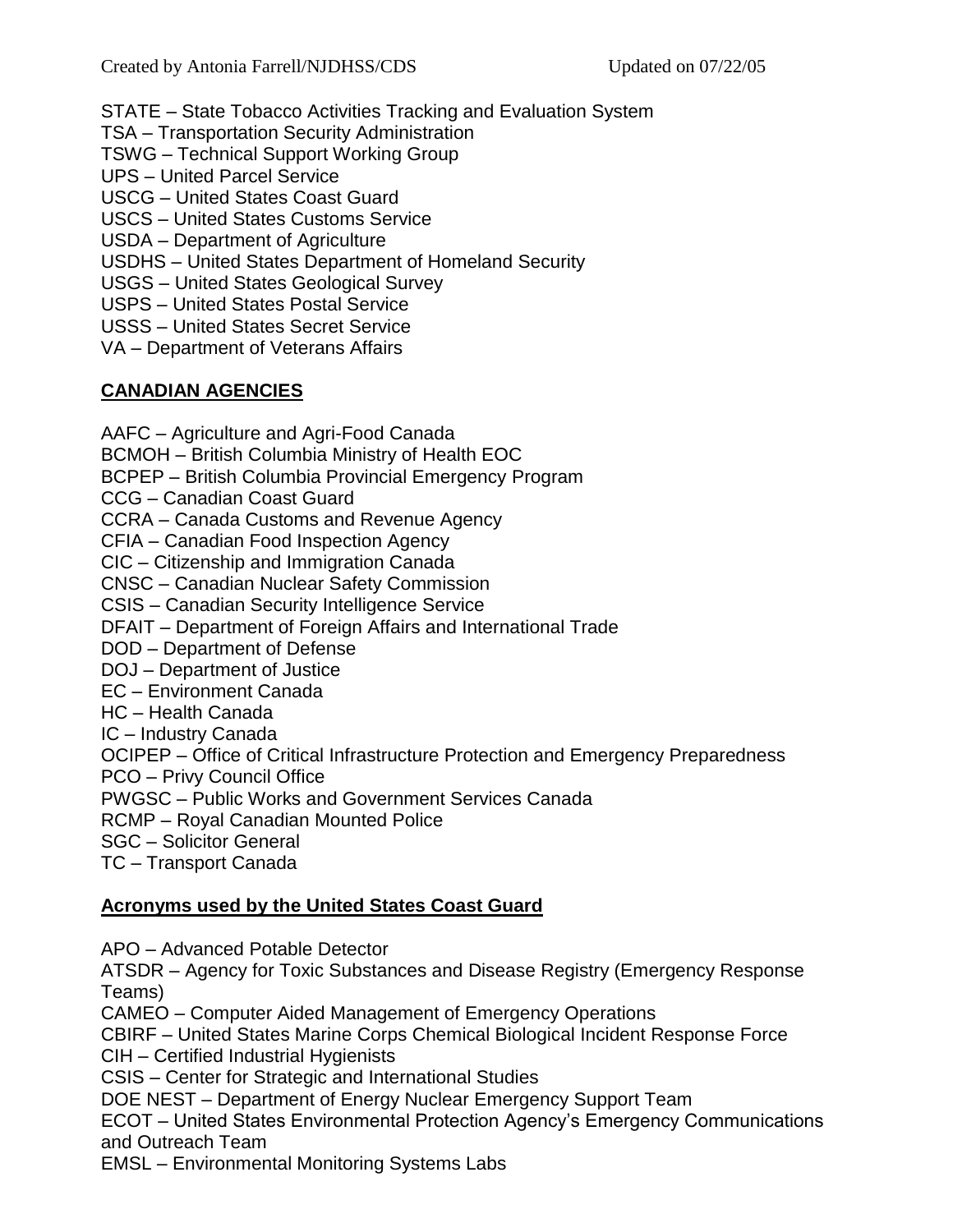STATE – State Tobacco Activities Tracking and Evaluation System
TSA – Transportation Security Administration
TSWG – Technical Support Working Group
UPS – United Parcel Service
USCG – United States Coast Guard
USCS – United States Customs Service
USDA – Department of Agriculture
USDHS – United States Department of Homeland Security
USGS – United States Geological Survey
USPS – United States Postal Service
USSS – United States Secret Service
VA – Department of Veterans Affairs

## CANADIAN AGENCIES

AAFC – Agriculture and Agri-Food Canada
BCMOH – British Columbia Ministry of Health EOC
BCPEP – British Columbia Provincial Emergency Program
CCG – Canadian Coast Guard
CCRA – Canada Customs and Revenue Agency
CFIA – Canadian Food Inspection Agency
CIC – Citizenship and Immigration Canada
CNSC – Canadian Nuclear Safety Commission
CSIS – Canadian Security Intelligence Service
DFAIT – Department of Foreign Affairs and International Trade
DOD – Department of Defense
DOJ – Department of Justice
EC – Environment Canada
HC – Health Canada
IC – Industry Canada
OCIPEP – Office of Critical Infrastructure Protection and Emergency Preparedness
PCO – Privy Council Office
PWGSC – Public Works and Government Services Canada
RCMP – Royal Canadian Mounted Police
SGC – Solicitor General
TC – Transport Canada

## Acronyms used by the United States Coast Guard

APO – Advanced Potable Detector
ATSDR – Agency for Toxic Substances and Disease Registry (Emergency Response Teams)
CAMEO – Computer Aided Management of Emergency Operations
CBIRF – United States Marine Corps Chemical Biological Incident Response Force
CIH – Certified Industrial Hygienists
CSIS – Center for Strategic and International Studies
DOE NEST – Department of Energy Nuclear Emergency Support Team
ECOT – United States Environmental Protection Agency's Emergency Communications and Outreach Team
EMSL – Environmental Monitoring Systems Labs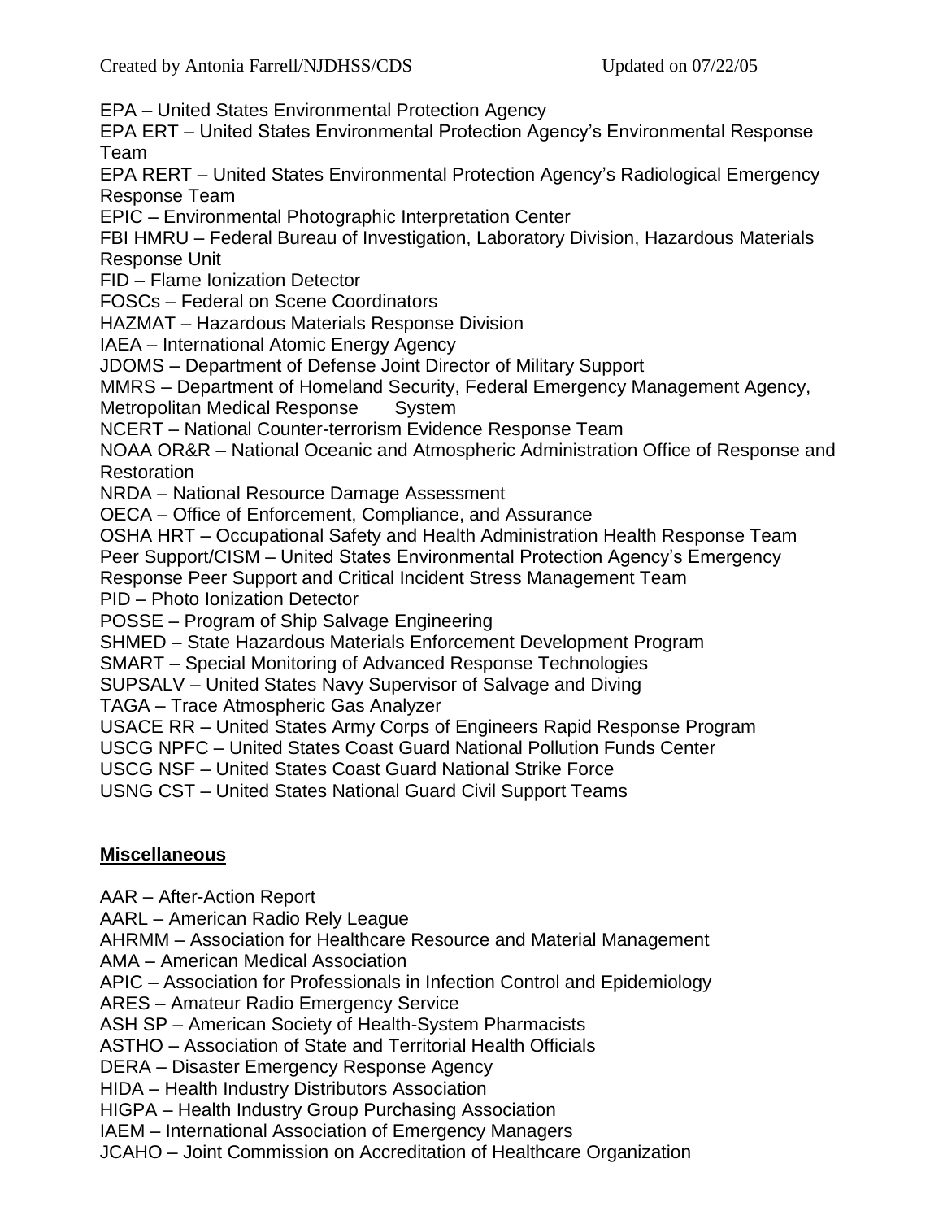EPA – United States Environmental Protection Agency
EPA ERT – United States Environmental Protection Agency's Environmental Response Team
EPA RERT – United States Environmental Protection Agency's Radiological Emergency Response Team
EPIC – Environmental Photographic Interpretation Center
FBI HMRU – Federal Bureau of Investigation, Laboratory Division, Hazardous Materials Response Unit
FID – Flame Ionization Detector
FOSCs – Federal on Scene Coordinators
HAZMAT – Hazardous Materials Response Division
IAEA – International Atomic Energy Agency
JDOMS – Department of Defense Joint Director of Military Support
MMRS – Department of Homeland Security, Federal Emergency Management Agency, Metropolitan Medical Response System
NCERT – National Counter-terrorism Evidence Response Team
NOAA OR&R – National Oceanic and Atmospheric Administration Office of Response and Restoration
NRDA – National Resource Damage Assessment
OECA – Office of Enforcement, Compliance, and Assurance
OSHA HRT – Occupational Safety and Health Administration Health Response Team
Peer Support/CISM – United States Environmental Protection Agency's Emergency Response Peer Support and Critical Incident Stress Management Team
PID – Photo Ionization Detector
POSSE – Program of Ship Salvage Engineering
SHMED – State Hazardous Materials Enforcement Development Program
SMART – Special Monitoring of Advanced Response Technologies
SUPSALV – United States Navy Supervisor of Salvage and Diving
TAGA – Trace Atmospheric Gas Analyzer
USACE RR – United States Army Corps of Engineers Rapid Response Program
USCG NPFC – United States Coast Guard National Pollution Funds Center
USCG NSF – United States Coast Guard National Strike Force
USNG CST – United States National Guard Civil Support Teams

**Miscellaneous**

AAR – After-Action Report
AARL – American Radio Rely League
AHRMM – Association for Healthcare Resource and Material Management
AMA – American Medical Association
APIC – Association for Professionals in Infection Control and Epidemiology
ARES – Amateur Radio Emergency Service
ASH SP – American Society of Health-System Pharmacists
ASTHO – Association of State and Territorial Health Officials
DERA – Disaster Emergency Response Agency
HIDA – Health Industry Distributors Association
HIGPA – Health Industry Group Purchasing Association
IAEM – International Association of Emergency Managers
JCAHO – Joint Commission on Accreditation of Healthcare Organization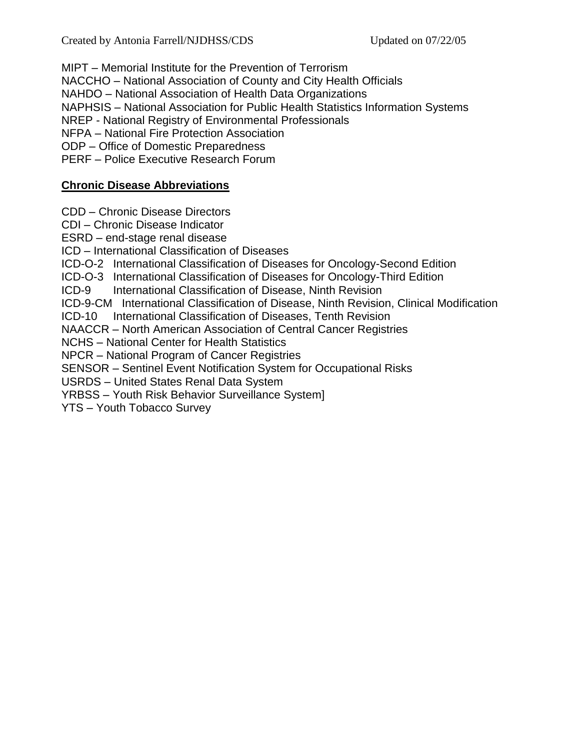MIPT – Memorial Institute for the Prevention of Terrorism
NACCHO – National Association of County and City Health Officials
NAHDO – National Association of Health Data Organizations
NAPHSIS – National Association for Public Health Statistics Information Systems
NREP - National Registry of Environmental Professionals
NFPA – National Fire Protection Association
ODP – Office of Domestic Preparedness
PERF – Police Executive Research Forum

**Chronic Disease Abbreviations**

CDD – Chronic Disease Directors
CDI – Chronic Disease Indicator
ESRD – end-stage renal disease
ICD – International Classification of Diseases
ICD-O-2 International Classification of Diseases for Oncology-Second Edition
ICD-O-3 International Classification of Diseases for Oncology-Third Edition
ICD-9 International Classification of Disease, Ninth Revision
ICD-9-CM International Classification of Disease, Ninth Revision, Clinical Modification
ICD-10 International Classification of Diseases, Tenth Revision
NAACCR – North American Association of Central Cancer Registries
NCHS – National Center for Health Statistics
NPCR – National Program of Cancer Registries
SENSOR – Sentinel Event Notification System for Occupational Risks
USRDS – United States Renal Data System
YRBSS – Youth Risk Behavior Surveillance System]
YTS – Youth Tobacco Survey